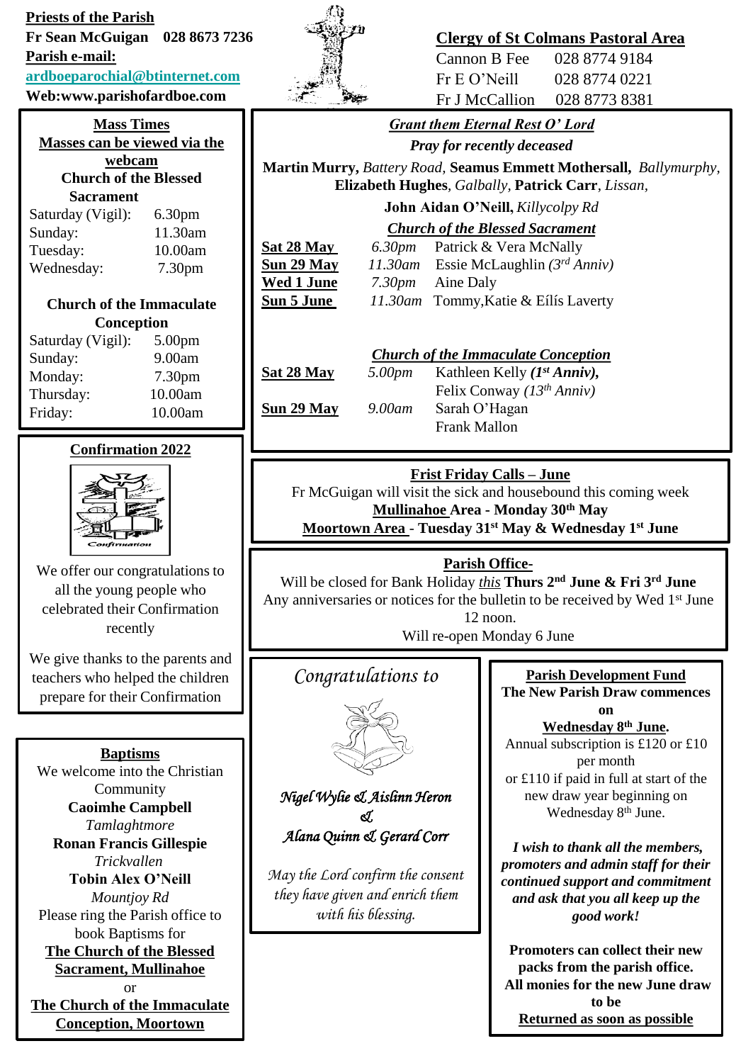**Priests of the Parish**
**Fr Sean McGuigan 028 8673 7236**
**Parish e-mail:**
**ardboeparochial@btinternet.com**
**Web:www.parishofardboe.com**

**Clergy of St Colmans Pastoral Area**

Cannon B Fee 028 8774 9184
Fr E O'Neill 028 8774 0221
Fr J McCallion 028 8773 8381

## Mass Times

**Masses can be viewed via the webcam**

**Church of the Blessed Sacrament**

| | |
|---|---|
| Saturday (Vigil): | 6.30pm |
| Sunday: | 11.30am |
| Tuesday: | 10.00am |
| Wednesday: | 7.30pm |

**Church of the Immaculate Conception**

| | |
|---|---|
| Saturday (Vigil): | 5.00pm |
| Sunday: | 9.00am |
| Monday: | 7.30pm |
| Thursday: | 10.00am |
| Friday: | 10.00am |

## *Grant them Eternal Rest O' Lord*

***Pray for recently deceased***

**Martin Murry,** *Battery Road,* **Seamus Emmett Mothersall,** *Ballymurphy,* **Elizabeth Hughes**, *Galbally,* **Patrick Carr**, *Lissan,*

**John Aidan O'Neill,** *Killycolpy Rd*

***Church of the Blessed Sacrament***

| | | |
|---|---|---|
| **Sat 28 May** | *6.30pm* | Patrick & Vera McNally |
| **Sun 29 May** | *11.30am* | Essie McLaughlin *(3rd Anniv)* |
| **Wed 1 June** | *7.30pm* | Aine Daly |
| **Sun 5 June** | *11.30am* | Tommy,Katie & Eílís Laverty |

***Church of the Immaculate Conception***

| | | |
|---|---|---|
| **Sat 28 May** | *5.00pm* | Kathleen Kelly ***(1st Anniv),*** Felix Conway *(13th Anniv)* |
| **Sun 29 May** | *9.00am* | Sarah O'Hagan, Frank Mallon |

## Confirmation 2022

We offer our congratulations to all the young people who celebrated their Confirmation recently

We give thanks to the parents and teachers who helped the children prepare for their Confirmation

## Frist Friday Calls – June

Fr McGuigan will visit the sick and housebound this coming week

**Mullinahoe Area - Monday 30th May**

**Moortown Area - Tuesday 31st May & Wednesday 1st June**

## Parish Office-

Will be closed for Bank Holiday *this* **Thurs 2nd June & Fri 3rd June**

Any anniversaries or notices for the bulletin to be received by Wed 1st June 12 noon.

Will re-open Monday 6 June

## Baptisms

We welcome into the Christian Community

**Caoimhe Campbell**
*Tamlaghtmore*
**Ronan Francis Gillespie**
*Trickvallen*
**Tobin Alex O'Neill**
*Mountjoy Rd*

Please ring the Parish office to book Baptisms for **The Church of the Blessed Sacrament, Mullinahoe** or **The Church of the Immaculate Conception, Moortown**

## *Congratulations to*

*Nigel Wylie & Aislinn Heron*
*&*
*Alana Quinn & Gerard Corr*

*May the Lord confirm the consent they have given and enrich them with his blessing.*

## Parish Development Fund

**The New Parish Draw commences on Wednesday 8th June.**

Annual subscription is £120 or £10 per month or £110 if paid in full at start of the new draw year beginning on Wednesday 8th June.

***I wish to thank all the members, promoters and admin staff for their continued support and commitment and ask that you all keep up the good work!***

**Promoters can collect their new packs from the parish office.**

**All monies for the new June draw to be Returned as soon as possible**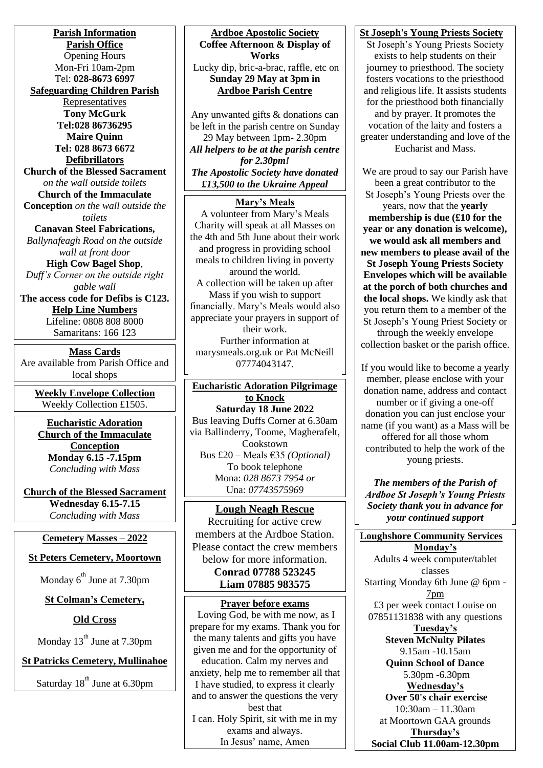**Parish Information**

**Parish Office**

Opening Hours
Mon-Fri 10am-2pm
Tel: **028-8673 6997**

**Safeguarding Children Parish**
Representatives
**Tony McGurk**
**Tel:028 86736295**
**Maire Quinn**
**Tel: 028 8673 6672**

**Defibrillators**

**Church of the Blessed Sacrament** *on the wall outside toilets*

**Church of the Immaculate Conception** *on the wall outside the toilets*

**Canavan Steel Fabrications,** *Ballynafeagh Road on the outside wall at front door*

**High Cow Bagel Shop**, *Duff's Corner on the outside right gable wall*

**The access code for Defibs is C123.**

**Help Line Numbers**
Lifeline: 0808 808 8000
Samaritans: 166 123

**Mass Cards**
Are available from Parish Office and local shops

**Weekly Envelope Collection**
Weekly Collection £1505.

**Eucharistic Adoration**
**Church of the Immaculate Conception**
**Monday 6.15 -7.15pm**
*Concluding with Mass*

**Church of the Blessed Sacrament**
**Wednesday 6.15-7.15**
*Concluding with Mass*

**Cemetery Masses – 2022**

**St Peters Cemetery, Moortown**
Monday 6th June at 7.30pm

**St Colman's Cemetery, Old Cross**
Monday 13th June at 7.30pm

**St Patricks Cemetery, Mullinahoe**
Saturday 18th June at 6.30pm

**Ardboe Apostolic Society**
**Coffee Afternoon & Display of Works**
Lucky dip, bric-a-brac, raffle, etc on **Sunday 29 May at 3pm in Ardboe Parish Centre**

Any unwanted gifts & donations can be left in the parish centre on Sunday 29 May between 1pm- 2.30pm
***All helpers to be at the parish centre for 2.30pm!***
***The Apostolic Society have donated £13,500 to the Ukraine Appeal***

**Mary's Meals**
A volunteer from Mary's Meals Charity will speak at all Masses on the 4th and 5th June about their work and progress in providing school meals to children living in poverty around the world.
A collection will be taken up after Mass if you wish to support financially. Mary's Meals would also appreciate your prayers in support of their work.
Further information at marysmeals.org.uk or Pat McNeill 07774043147.

**Eucharistic Adoration Pilgrimage to Knock**
**Saturday 18 June 2022**
Bus leaving Duffs Corner at 6.30am via Ballinderry, Toome, Magherafelt, Cookstown
Bus £20 – Meals €35 *(Optional)*
To book telephone
Mona: *028 8673 7954 or*
Una: *07743575969*

**Lough Neagh Rescue**
Recruiting for active crew members at the Ardboe Station. Please contact the crew members below for more information.
**Conrad 07788 523245**
**Liam 07885 983575**

**Prayer before exams**
Loving God, be with me now, as I prepare for my exams. Thank you for the many talents and gifts you have given me and for the opportunity of education. Calm my nerves and anxiety, help me to remember all that I have studied, to express it clearly and to answer the questions the very best that
I can. Holy Spirit, sit with me in my exams and always.
In Jesus' name, Amen

**St Joseph's Young Priests Society**
St Joseph's Young Priests Society exists to help students on their journey to priesthood. The society fosters vocations to the priesthood and religious life. It assists students for the priesthood both financially and by prayer. It promotes the vocation of the laity and fosters a greater understanding and love of the Eucharist and Mass.

We are proud to say our Parish have been a great contributor to the St Joseph's Young Priests over the years, now that the **yearly membership is due (£10 for the year or any donation is welcome), we would ask all members and new members to please avail of the St Joseph Young Priests Society Envelopes which will be available at the porch of both churches and the local shops.** We kindly ask that you return them to a member of the St Joseph's Young Priest Society or through the weekly envelope collection basket or the parish office.

If you would like to become a yearly member, please enclose with your donation name, address and contact number or if giving a one-off donation you can just enclose your name (if you want) as a Mass will be offered for all those whom contributed to help the work of the young priests.

***The members of the Parish of Ardboe St Joseph's Young Priests Society thank you in advance for your continued support***

**Loughshore Community Services**

**Monday's**
Adults 4 week computer/tablet classes
Starting Monday 6th June @ 6pm - 7pm
£3 per week contact Louise on 07851131838 with any questions

**Tuesday's**
**Steven McNulty Pilates**
9.15am -10.15am
**Quinn School of Dance**
5.30pm -6.30pm

**Wednesday's**
**Over 50's chair exercise**
10:30am – 11.30am
at Moortown GAA grounds

**Thursday's**
**Social Club 11.00am-12.30pm**